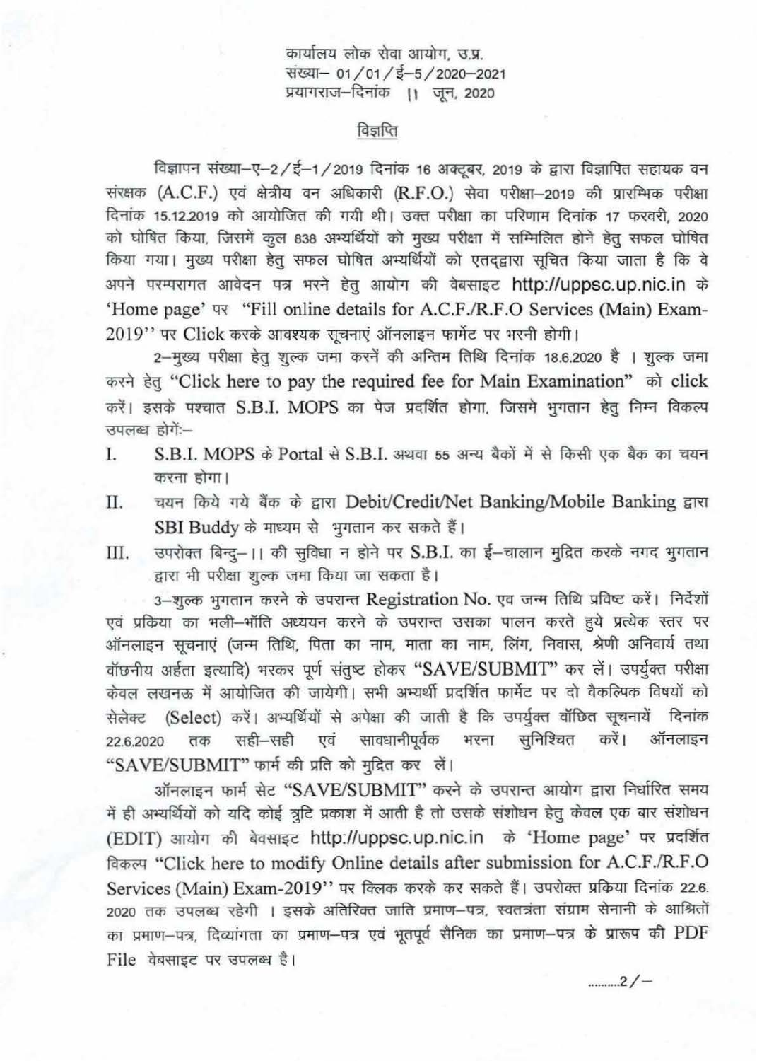कार्यालय लोक सेवा आयोग, उ.प्र.
संख्या– 01/01/ई–5/2020–2021
प्रयागराज–दिनांक 11 जून, 2020

## विज्ञप्ति

विज्ञापन संख्या–ए–2/ई–1/2019 दिनांक 16 अक्टूबर, 2019 के द्वारा विज्ञापित सहायक वन संरक्षक (A.C.F.) एवं क्षेत्रीय वन अधिकारी (R.F.O.) सेवा परीक्षा–2019 की प्रारम्भिक परीक्षा दिनांक 15.12.2019 को आयोजित की गयी थी। उक्त परीक्षा का परिणाम दिनांक 17 फरवरी, 2020 को घोषित किया, जिसमें कुल 838 अभ्यर्थियों को मुख्य परीक्षा में सम्मिलित होने हेतु सफल घोषित किया गया। मुख्य परीक्षा हेतु सफल घोषित अभ्यर्थियों को एतद्द्वारा सूचित किया जाता है कि वे अपने परम्परागत आवेदन पत्र भरने हेतु आयोग की वेबसाइट http://uppsc.up.nic.in के 'Home page' पर "Fill online details for A.C.F./R.F.O Services (Main) Exam-2019" पर Click करके आवश्यक सूचनाएं ऑनलाइन फार्मेट पर भरनी होगी।

2–मुख्य परीक्षा हेतु शुल्क जमा करनें की अन्तिम तिथि दिनांक 18.6.2020 है । शुल्क जमा करने हेतु "Click here to pay the required fee for Main Examination" को click करें। इसके पश्चात S.B.I. MOPS का पेज प्रदर्शित होगा, जिसमे भुगतान हेतु निम्न विकल्प उपलब्ध होगें:–

I. S.B.I. MOPS के Portal से S.B.I. अथवा 55 अन्य बैकों में से किसी एक बैक का चयन करना होगा।

II. चयन किये गये बैंक के द्वारा Debit/Credit/Net Banking/Mobile Banking द्वारा SBI Buddy के माध्यम से भुगतान कर सकते हैं।

III. उपरोक्त बिन्दु–।। की सुविधा न होने पर S.B.I. का ई–चालान मुद्रित करके नगद भुगतान द्वारा भी परीक्षा शुल्क जमा किया जा सकता है।

3–शुल्क भुगतान करने के उपरान्त Registration No. एव जन्म तिथि प्रविष्ट करें। निर्देशों एवं प्रकिया का भली–भाँति अध्ययन करने के उपरान्त उसका पालन करते हुये प्रत्येक स्तर पर ऑनलाइन सूचनाएं (जन्म तिथि, पिता का नाम, माता का नाम, लिंग, निवास, श्रेणी अनिवार्य तथा वॉछनीय अर्हता इत्यादि) भरकर पूर्ण संतुष्ट होकर "SAVE/SUBMIT" कर लें। उपर्युक्त परीक्षा केवल लखनऊ में आयोजित की जायेगी। सभी अभ्यर्थी प्रदर्शित फार्मेट पर दो वैकल्पिक विषयों को सेलेक्ट (Select) करें। अभ्यर्थियों से अपेक्षा की जाती है कि उपर्युक्त वॉछित सूचनायें दिनांक 22.6.2020 तक सही–सही एवं सावधानीपूर्वक भरना सुनिश्चित करें। ऑनलाइन "SAVE/SUBMIT" फार्म की प्रति को मुद्रित कर लें।

ऑनलाइन फार्म सेट "SAVE/SUBMIT" करने के उपरान्त आयोग द्वारा निर्धारित समय में ही अभ्यर्थियों को यदि कोई त्रुटि प्रकाश में आती है तो उसके संशोधन हेतु केवल एक बार संशोधन (EDIT) आयोग की बेवसाइट http://uppsc.up.nic.in के 'Home page' पर प्रदर्शित विकल्प "Click here to modify Online details after submission for A.C.F./R.F.O Services (Main) Exam-2019" पर क्लिक करके कर सकते हैं। उपरोक्त प्रक्रिया दिनांक 22.6. 2020 तक उपलब्ध रहेगी । इसके अतिरिक्त जाति प्रमाण–पत्र, स्वतत्रंता संग्राम सेनानी के आश्रितों का प्रमाण–पत्र, दिव्यांगता का प्रमाण–पत्र एवं भूतपूर्व सैनिक का प्रमाण–पत्र के प्रारूप की PDF File वेबसाइट पर उपलब्ध है।

.........2/–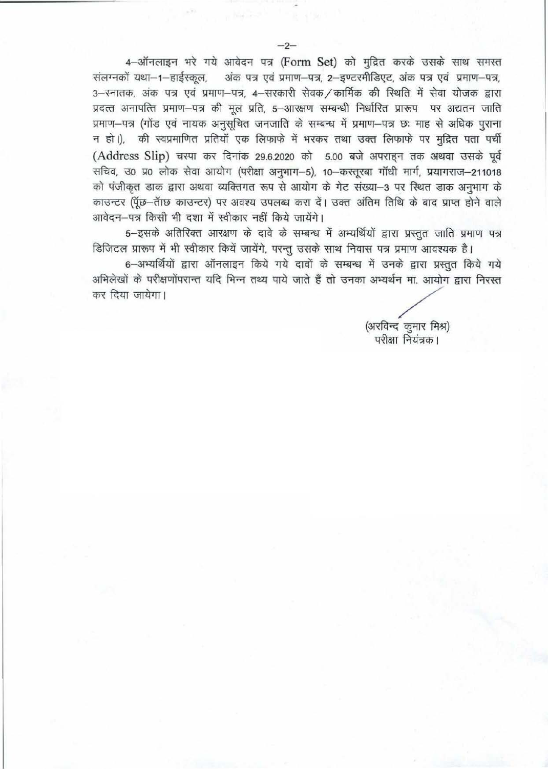4–ऑनलाइन भरे गये आवेदन पत्र (Form Set) को मुद्रित करके उसके साथ समस्त संलग्नकों यथा–1–हाईस्कूल, अंक पत्र एवं प्रमाण–पत्र, 2–इण्टरमीडिएट, अंक पत्र एवं प्रमाण–पत्र, 3–स्नातक, अंक पत्र एवं प्रमाण–पत्र, 4–सरकारी सेवक/कार्मिक की स्थिति में सेवा योजक द्वारा प्रदत्त अनापत्ति प्रमाण–पत्र की मूल प्रति, 5–आरक्षण सम्बन्धी निर्धारित प्रारूप पर अद्यतन जाति प्रमाण–पत्र (गोंड एवं नायक अनुसूचित जनजाति के सम्बन्ध में प्रमाण–पत्र छः माह से अधिक पुराना न हो।), की स्वप्रमाणित प्रतियॉ एक लिफाफे में भरकर तथा उक्त लिफाफे पर मुद्रित पता पर्ची (Address Slip) चस्पा कर दिनांक 29.6.2020 को 5.00 बजे अपराह्न तक अथवा उसके पूर्व सचिव, उ० प्र० लोक सेवा आयोग (परीक्षा अनुभाग–5), 10–कस्तूरबा गॉधी मार्ग, प्रयागराज–211018 को पंजीकृत डाक द्वारा अथवा व्यक्तिगत रूप से आयोग के गेट संख्या–3 पर स्थित डाक अनुभाग के काउन्टर (पूॅछ–तॉछ काउन्टर) पर अवश्य उपलब्ध करा दें। उक्त अंतिम तिथि के बाद प्राप्त होने वाले आवेदन–पत्र किसी भी दशा में स्वीकार नहीं किये जायेंगे।

5–इसके अतिरिक्त आरक्षण के दावे के सम्बन्ध में अभ्यर्थियों द्वारा प्रस्तुत जाति प्रमाण पत्र डिजिटल प्रारूप में भी स्वीकार कियें जायेंगे, परन्तु उसके साथ निवास पत्र प्रमाण आवश्यक है।

6–अभ्यर्थियों द्वारा ऑनलाइन किये गये दावों के सम्बन्ध में उनके द्वारा प्रस्तुत किये गये अभिलेखों के परीक्षणोंपरान्त यदि भिन्न तथ्य पाये जाते हैं तो उनका अभ्यर्थन मा. आयोग द्वारा निरस्त कर दिया जायेगा।

(अरविन्द कुमार मिश्र)
परीक्षा नियंत्रक।